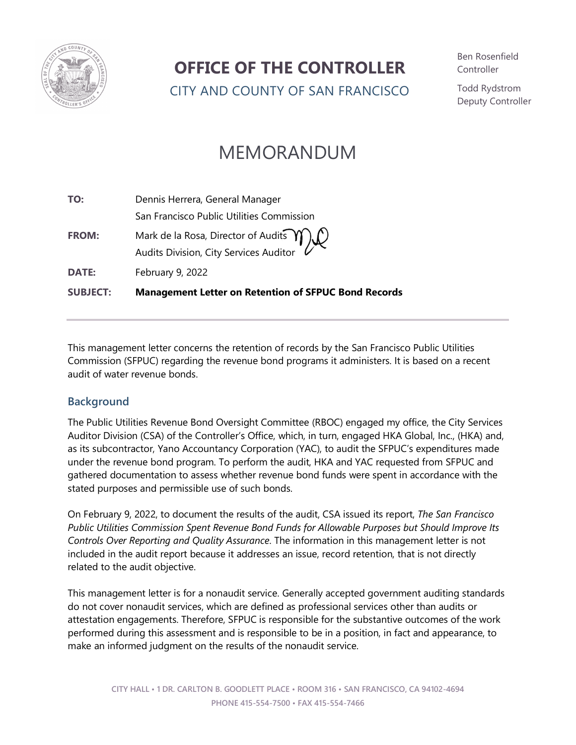# OFFICE OF THE CONTROLLER

CITY AND COUNTY OF SAN FRANCISCO

Ben Rosenfield
Controller

Todd Rydstrom
Deputy Controller

# MEMORANDUM

| | |
|---|---|
| **TO:** | Dennis Herrera, General Manager<br>San Francisco Public Utilities Commission |
| **FROM:** | Mark de la Rosa, Director of Audits<br>Audits Division, City Services Auditor |
| **DATE:** | February 9, 2022 |
| **SUBJECT:** | **Management Letter on Retention of SFPUC Bond Records** |

This management letter concerns the retention of records by the San Francisco Public Utilities Commission (SFPUC) regarding the revenue bond programs it administers. It is based on a recent audit of water revenue bonds.

## Background

The Public Utilities Revenue Bond Oversight Committee (RBOC) engaged my office, the City Services Auditor Division (CSA) of the Controller's Office, which, in turn, engaged HKA Global, Inc., (HKA) and, as its subcontractor, Yano Accountancy Corporation (YAC), to audit the SFPUC's expenditures made under the revenue bond program. To perform the audit, HKA and YAC requested from SFPUC and gathered documentation to assess whether revenue bond funds were spent in accordance with the stated purposes and permissible use of such bonds.

On February 9, 2022, to document the results of the audit, CSA issued its report, *The San Francisco Public Utilities Commission Spent Revenue Bond Funds for Allowable Purposes but Should Improve Its Controls Over Reporting and Quality Assurance*. The information in this management letter is not included in the audit report because it addresses an issue, record retention, that is not directly related to the audit objective.

This management letter is for a nonaudit service. Generally accepted government auditing standards do not cover nonaudit services, which are defined as professional services other than audits or attestation engagements. Therefore, SFPUC is responsible for the substantive outcomes of the work performed during this assessment and is responsible to be in a position, in fact and appearance, to make an informed judgment on the results of the nonaudit service.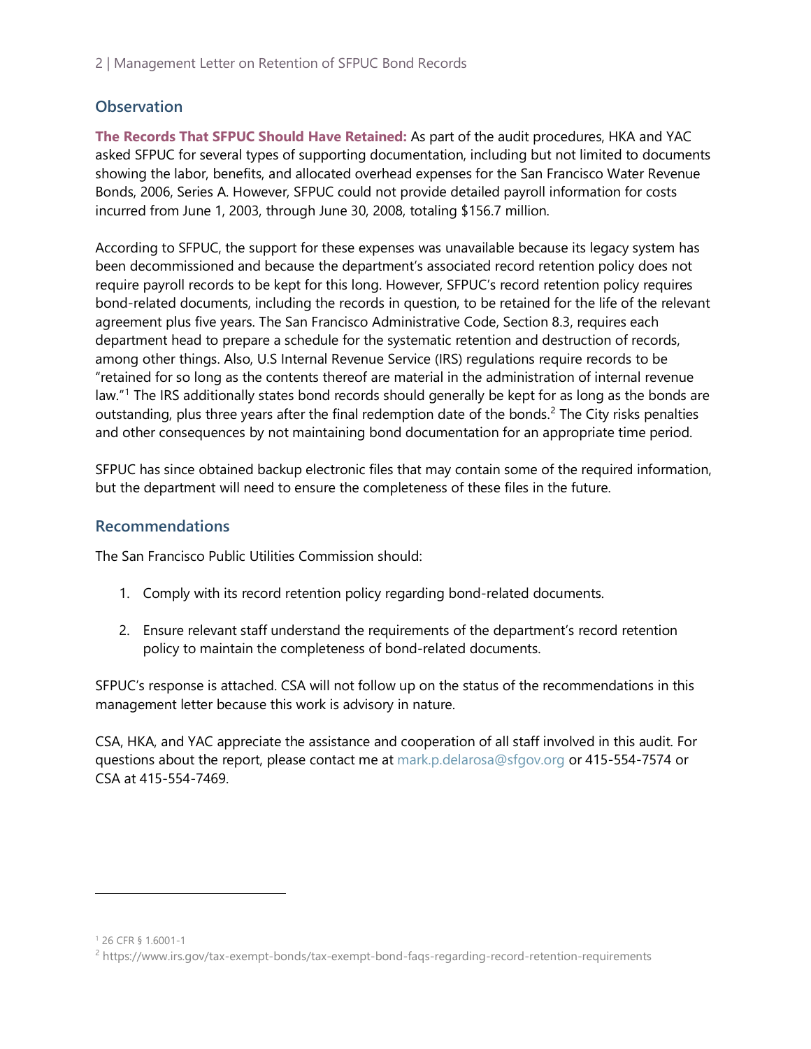## Observation

**The Records That SFPUC Should Have Retained:** As part of the audit procedures, HKA and YAC asked SFPUC for several types of supporting documentation, including but not limited to documents showing the labor, benefits, and allocated overhead expenses for the San Francisco Water Revenue Bonds, 2006, Series A. However, SFPUC could not provide detailed payroll information for costs incurred from June 1, 2003, through June 30, 2008, totaling $156.7 million.

According to SFPUC, the support for these expenses was unavailable because its legacy system has been decommissioned and because the department's associated record retention policy does not require payroll records to be kept for this long. However, SFPUC's record retention policy requires bond-related documents, including the records in question, to be retained for the life of the relevant agreement plus five years. The San Francisco Administrative Code, Section 8.3, requires each department head to prepare a schedule for the systematic retention and destruction of records, among other things. Also, U.S Internal Revenue Service (IRS) regulations require records to be "retained for so long as the contents thereof are material in the administration of internal revenue law."[1] The IRS additionally states bond records should generally be kept for as long as the bonds are outstanding, plus three years after the final redemption date of the bonds.[2] The City risks penalties and other consequences by not maintaining bond documentation for an appropriate time period.

SFPUC has since obtained backup electronic files that may contain some of the required information, but the department will need to ensure the completeness of these files in the future.

## Recommendations

The San Francisco Public Utilities Commission should:

1. Comply with its record retention policy regarding bond-related documents.
2. Ensure relevant staff understand the requirements of the department's record retention policy to maintain the completeness of bond-related documents.

SFPUC's response is attached. CSA will not follow up on the status of the recommendations in this management letter because this work is advisory in nature.

CSA, HKA, and YAC appreciate the assistance and cooperation of all staff involved in this audit. For questions about the report, please contact me at mark.p.delarosa@sfgov.org or 415-554-7574 or CSA at 415-554-7469.

---

[1] 26 CFR § 1.6001-1

[2] https://www.irs.gov/tax-exempt-bonds/tax-exempt-bond-faqs-regarding-record-retention-requirements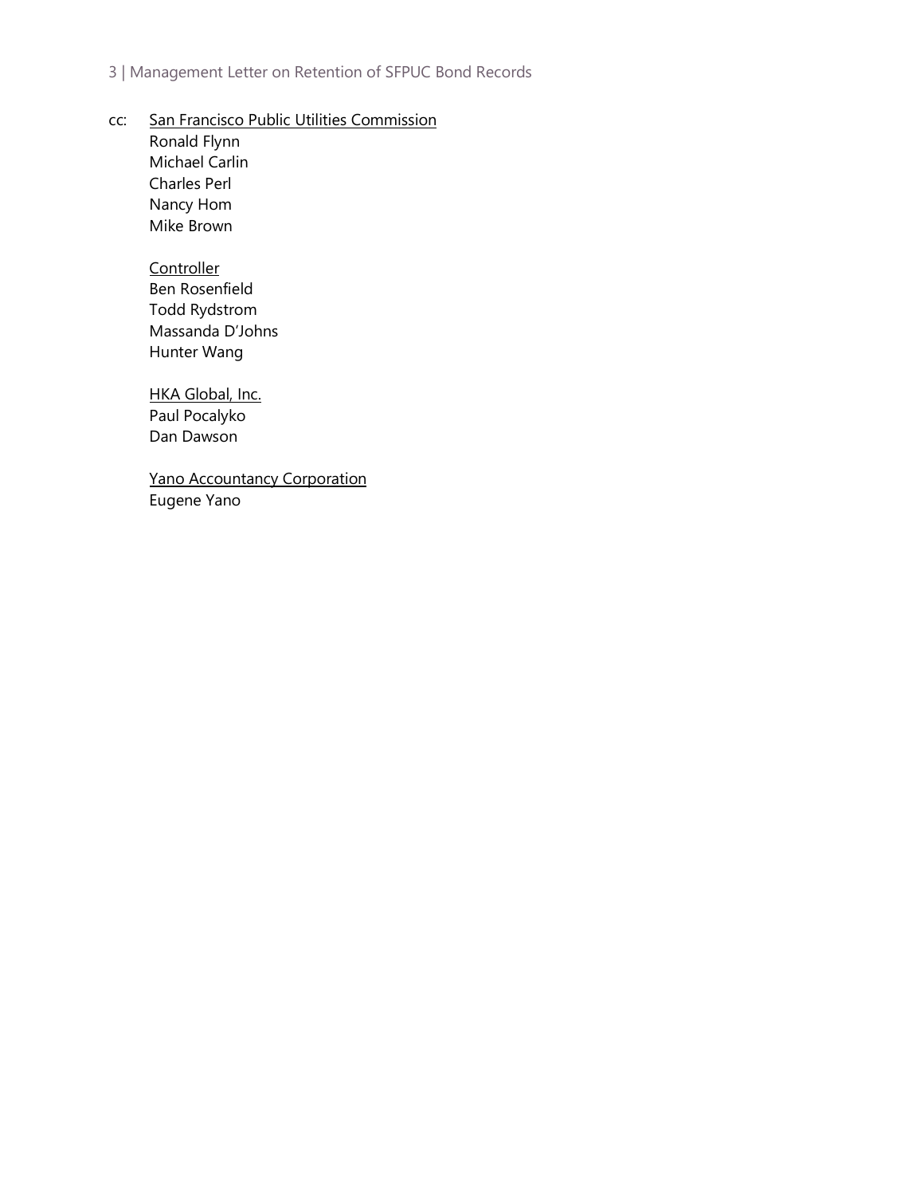cc: San Francisco Public Utilities Commission
Ronald Flynn
Michael Carlin
Charles Perl
Nancy Hom
Mike Brown

Controller
Ben Rosenfield
Todd Rydstrom
Massanda D'Johns
Hunter Wang

HKA Global, Inc.
Paul Pocalyko
Dan Dawson

Yano Accountancy Corporation
Eugene Yano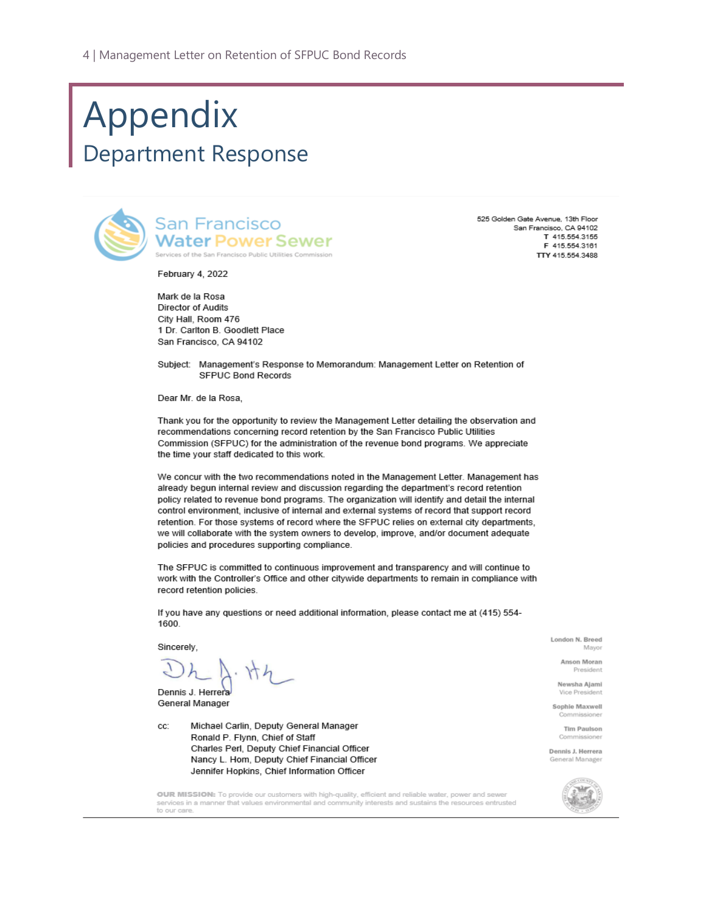# Appendix

## Department Response

San Francisco
Water Power Sewer
Services of the San Francisco Public Utilities Commission

525 Golden Gate Avenue, 13th Floor
San Francisco, CA 94102
T 415.554.3155
F 415.554.3161
TTY 415.554.3488

February 4, 2022

Mark de la Rosa
Director of Audits
City Hall, Room 476
1 Dr. Carlton B. Goodlett Place
San Francisco, CA 94102

Subject: Management's Response to Memorandum: Management Letter on Retention of SFPUC Bond Records

Dear Mr. de la Rosa,

Thank you for the opportunity to review the Management Letter detailing the observation and recommendations concerning record retention by the San Francisco Public Utilities Commission (SFPUC) for the administration of the revenue bond programs. We appreciate the time your staff dedicated to this work.

We concur with the two recommendations noted in the Management Letter. Management has already begun internal review and discussion regarding the department's record retention policy related to revenue bond programs. The organization will identify and detail the internal control environment, inclusive of internal and external systems of record that support record retention. For those systems of record where the SFPUC relies on external city departments, we will collaborate with the system owners to develop, improve, and/or document adequate policies and procedures supporting compliance.

The SFPUC is committed to continuous improvement and transparency and will continue to work with the Controller's Office and other citywide departments to remain in compliance with record retention policies.

If you have any questions or need additional information, please contact me at (415) 554-1600.

Sincerely,

Dennis J. Herrera
General Manager

cc: Michael Carlin, Deputy General Manager
Ronald P. Flynn, Chief of Staff
Charles Perl, Deputy Chief Financial Officer
Nancy L. Hom, Deputy Chief Financial Officer
Jennifer Hopkins, Chief Information Officer

London N. Breed, Mayor
Anson Moran, President
Newsha Ajami, Vice President
Sophie Maxwell, Commissioner
Tim Paulson, Commissioner
Dennis J. Herrera, General Manager

**OUR MISSION:** To provide our customers with high-quality, efficient and reliable water, power and sewer services in a manner that values environmental and community interests and sustains the resources entrusted to our care.